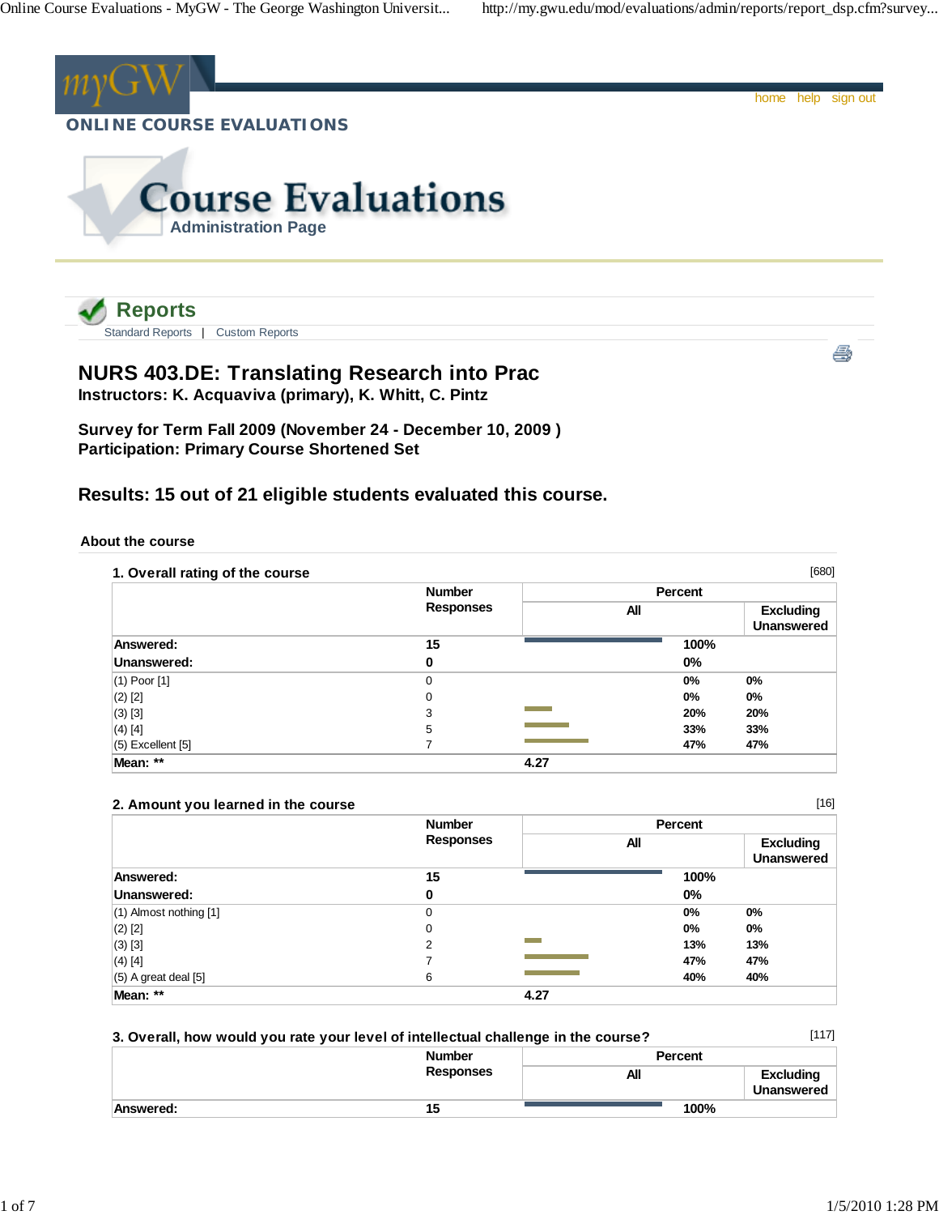myGW

home help sign out

**ONLINE COURSE EVALUATIONS**

# Course Evaluations

Administration Page

## Reports

Standard Reports | Custom Reports

# NURS 403.DE: Translating Research into Prac

**Instructors: K. Acquaviva (primary), K. Whitt, C. Pintz**

**Survey for Term Fall 2009 (November 24 - December 10, 2009 )**
**Participation: Primary Course Shortened Set**

### Results: 15 out of 21 eligible students evaluated this course.

**About the course**

**1. Overall rating of the course** [680]

| | Number Responses | Percent All | Percent Excluding Unanswered |
|---|---|---|---|
| **Answered:** | **15** | **100%** | |
| **Unanswered:** | **0** | **0%** | |
| (1) Poor [1] | 0 | 0% | 0% |
| (2) [2] | 0 | 0% | 0% |
| (3) [3] | 3 | 20% | 20% |
| (4) [4] | 5 | 33% | 33% |
| (5) Excellent [5] | 7 | 47% | 47% |
| **Mean: \*\*** | **4.27** | | |

**2. Amount you learned in the course** [16]

| | Number Responses | Percent All | Percent Excluding Unanswered |
|---|---|---|---|
| **Answered:** | **15** | **100%** | |
| **Unanswered:** | **0** | **0%** | |
| (1) Almost nothing [1] | 0 | 0% | 0% |
| (2) [2] | 0 | 0% | 0% |
| (3) [3] | 2 | 13% | 13% |
| (4) [4] | 7 | 47% | 47% |
| (5) A great deal [5] | 6 | 40% | 40% |
| **Mean: \*\*** | **4.27** | | |

**3. Overall, how would you rate your level of intellectual challenge in the course?** [117]

| | Number Responses | Percent All | Percent Excluding Unanswered |
|---|---|---|---|
| **Answered:** | **15** | **100%** | |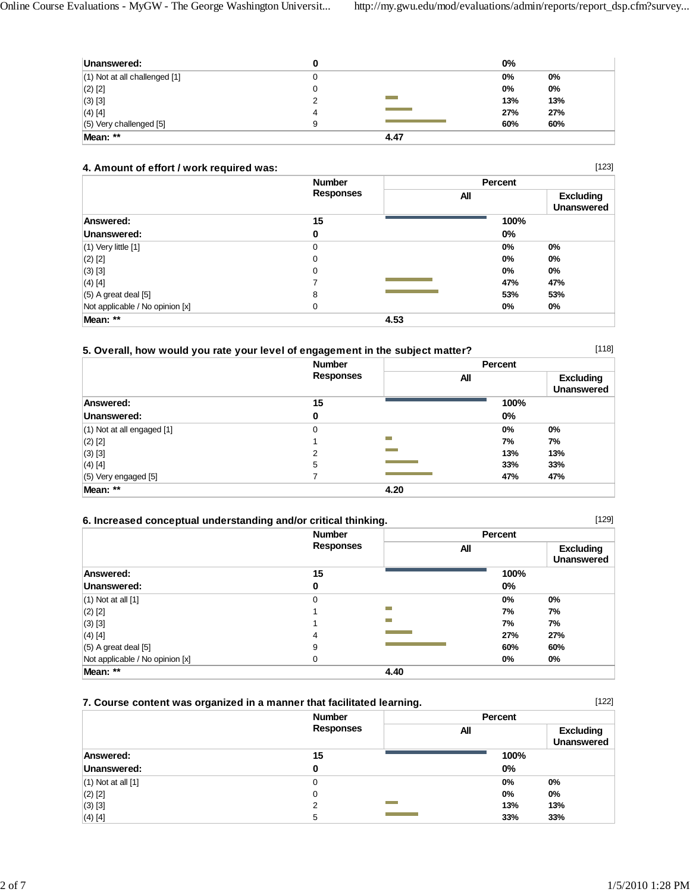| | Number Responses | Percent All | Excluding Unanswered |
|---|---|---|---|
| **Unanswered:** | **0** | **0%** | |
| (1) Not at all challenged [1] | 0 | 0% | 0% |
| (2) [2] | 0 | 0% | 0% |
| (3) [3] | 2 | 13% | 13% |
| (4) [4] | 4 | 27% | 27% |
| (5) Very challenged [5] | 9 | 60% | 60% |
| **Mean: \*\*** | | **4.47** | |

### 4. Amount of effort / work required was:

[123]

| | Number Responses | Percent All | Excluding Unanswered |
|---|---|---|---|
| **Answered:** | **15** | **100%** | |
| **Unanswered:** | **0** | **0%** | |
| (1) Very little [1] | 0 | 0% | 0% |
| (2) [2] | 0 | 0% | 0% |
| (3) [3] | 0 | 0% | 0% |
| (4) [4] | 7 | 47% | 47% |
| (5) A great deal [5] | 8 | 53% | 53% |
| Not applicable / No opinion [x] | 0 | 0% | 0% |
| **Mean: \*\*** | | **4.53** | |

### 5. Overall, how would you rate your level of engagement in the subject matter?

[118]

| | Number Responses | Percent All | Excluding Unanswered |
|---|---|---|---|
| **Answered:** | **15** | **100%** | |
| **Unanswered:** | **0** | **0%** | |
| (1) Not at all engaged [1] | 0 | 0% | 0% |
| (2) [2] | 1 | 7% | 7% |
| (3) [3] | 2 | 13% | 13% |
| (4) [4] | 5 | 33% | 33% |
| (5) Very engaged [5] | 7 | 47% | 47% |
| **Mean: \*\*** | | **4.20** | |

### 6. Increased conceptual understanding and/or critical thinking.

[129]

| | Number Responses | Percent All | Excluding Unanswered |
|---|---|---|---|
| **Answered:** | **15** | **100%** | |
| **Unanswered:** | **0** | **0%** | |
| (1) Not at all [1] | 0 | 0% | 0% |
| (2) [2] | 1 | 7% | 7% |
| (3) [3] | 1 | 7% | 7% |
| (4) [4] | 4 | 27% | 27% |
| (5) A great deal [5] | 9 | 60% | 60% |
| Not applicable / No opinion [x] | 0 | 0% | 0% |
| **Mean: \*\*** | | **4.40** | |

### 7. Course content was organized in a manner that facilitated learning.

[122]

| | Number Responses | Percent All | Excluding Unanswered |
|---|---|---|---|
| **Answered:** | **15** | **100%** | |
| **Unanswered:** | **0** | **0%** | |
| (1) Not at all [1] | 0 | 0% | 0% |
| (2) [2] | 0 | 0% | 0% |
| (3) [3] | 2 | 13% | 13% |
| (4) [4] | 5 | 33% | 33% |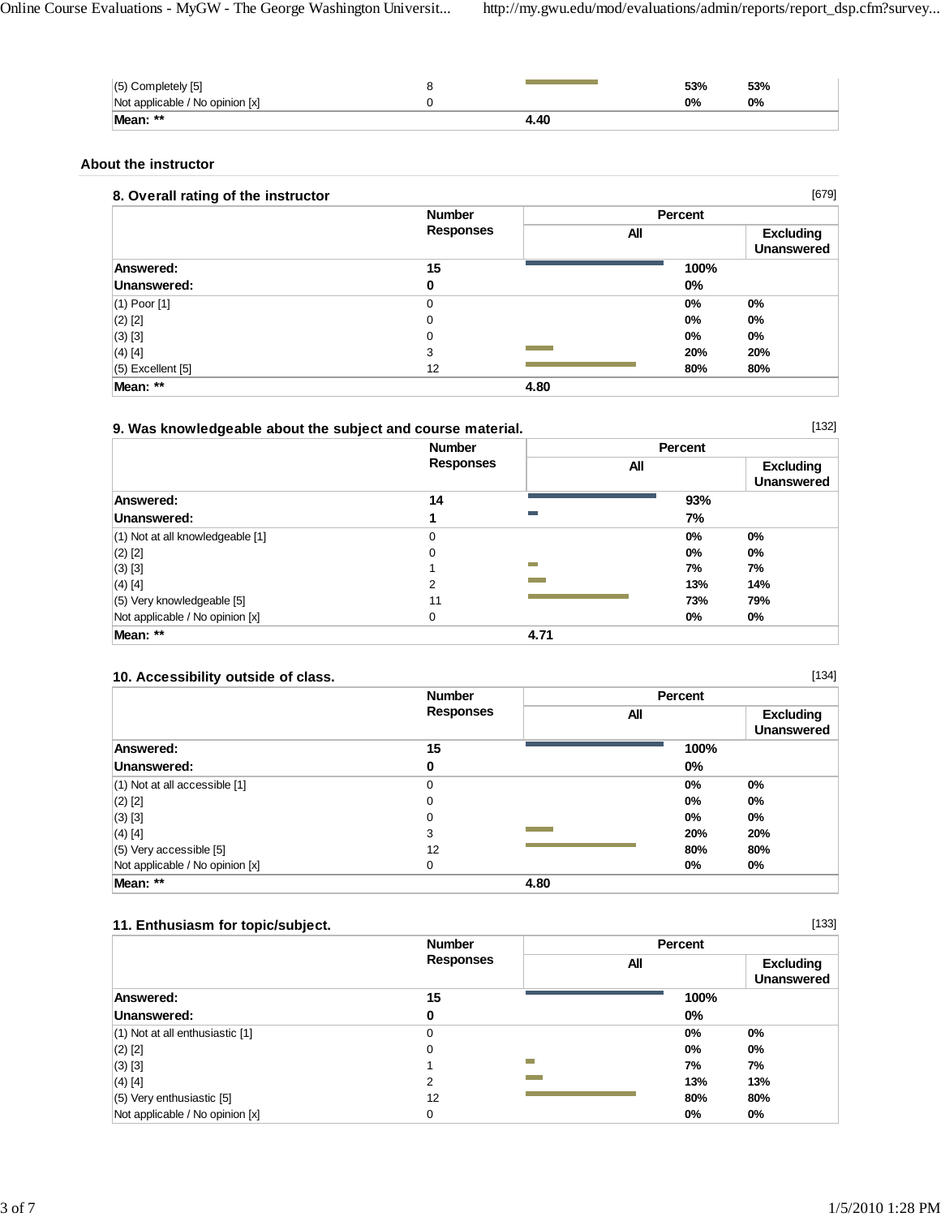| | | | | |
|---|---|---|---|---|
| (5) Completely [5] | 8 | | 53% | 53% |
| Not applicable / No opinion [x] | 0 | | 0% | 0% |
| **Mean: \*\*** | | **4.40** | | |

## About the instructor

### 8. Overall rating of the instructor

[679]

| | Number Responses | Percent | | |
|---|---|---|---|---|
| | | All | | Excluding Unanswered |
| **Answered:** | **15** | | **100%** | |
| **Unanswered:** | **0** | | **0%** | |
| (1) Poor [1] | 0 | | 0% | 0% |
| (2) [2] | 0 | | 0% | 0% |
| (3) [3] | 0 | | 0% | 0% |
| (4) [4] | 3 | | 20% | 20% |
| (5) Excellent [5] | 12 | | 80% | 80% |
| **Mean: \*\*** | | **4.80** | | |

### 9. Was knowledgeable about the subject and course material.

[132]

| | Number Responses | Percent | | |
|---|---|---|---|---|
| | | All | | Excluding Unanswered |
| **Answered:** | **14** | | **93%** | |
| **Unanswered:** | **1** | | **7%** | |
| (1) Not at all knowledgeable [1] | 0 | | 0% | 0% |
| (2) [2] | 0 | | 0% | 0% |
| (3) [3] | 1 | | 7% | 7% |
| (4) [4] | 2 | | 13% | 14% |
| (5) Very knowledgeable [5] | 11 | | 73% | 79% |
| Not applicable / No opinion [x] | 0 | | 0% | 0% |
| **Mean: \*\*** | | **4.71** | | |

### 10. Accessibility outside of class.

[134]

| | Number Responses | Percent | | |
|---|---|---|---|---|
| | | All | | Excluding Unanswered |
| **Answered:** | **15** | | **100%** | |
| **Unanswered:** | **0** | | **0%** | |
| (1) Not at all accessible [1] | 0 | | 0% | 0% |
| (2) [2] | 0 | | 0% | 0% |
| (3) [3] | 0 | | 0% | 0% |
| (4) [4] | 3 | | 20% | 20% |
| (5) Very accessible [5] | 12 | | 80% | 80% |
| Not applicable / No opinion [x] | 0 | | 0% | 0% |
| **Mean: \*\*** | | **4.80** | | |

### 11. Enthusiasm for topic/subject.

[133]

| | Number Responses | Percent | | |
|---|---|---|---|---|
| | | All | | Excluding Unanswered |
| **Answered:** | **15** | | **100%** | |
| **Unanswered:** | **0** | | **0%** | |
| (1) Not at all enthusiastic [1] | 0 | | 0% | 0% |
| (2) [2] | 0 | | 0% | 0% |
| (3) [3] | 1 | | 7% | 7% |
| (4) [4] | 2 | | 13% | 13% |
| (5) Very enthusiastic [5] | 12 | | 80% | 80% |
| Not applicable / No opinion [x] | 0 | | 0% | 0% |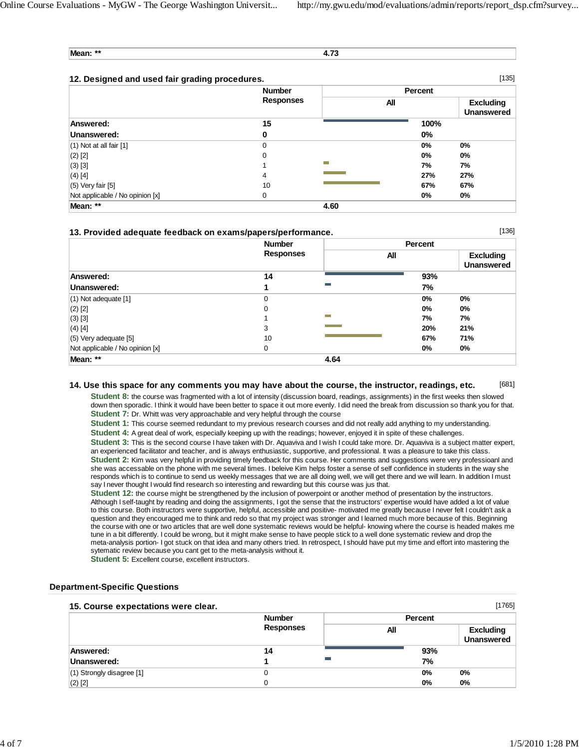| Mean: ** | 4.73 |
|---|---|

### 12. Designed and used fair grading procedures.

[135]

| | Number Responses | Percent All | Percent Excluding Unanswered |
|---|---|---|---|
| **Answered:** | **15** | **100%** | |
| **Unanswered:** | **0** | **0%** | |
| (1) Not at all fair [1] | 0 | 0% | 0% |
| (2) [2] | 0 | 0% | 0% |
| (3) [3] | 1 | 7% | 7% |
| (4) [4] | 4 | 27% | 27% |
| (5) Very fair [5] | 10 | 67% | 67% |
| Not applicable / No opinion [x] | 0 | 0% | 0% |
| **Mean: \*\*** | | **4.60** | |

### 13. Provided adequate feedback on exams/papers/performance.

[136]

| | Number Responses | Percent All | Percent Excluding Unanswered |
|---|---|---|---|
| **Answered:** | **14** | **93%** | |
| **Unanswered:** | **1** | **7%** | |
| (1) Not adequate [1] | 0 | 0% | 0% |
| (2) [2] | 0 | 0% | 0% |
| (3) [3] | 1 | 7% | 7% |
| (4) [4] | 3 | 20% | 21% |
| (5) Very adequate [5] | 10 | 67% | 71% |
| Not applicable / No opinion [x] | 0 | 0% | 0% |
| **Mean: \*\*** | | **4.64** | |

### 14. Use this space for any comments you may have about the course, the instructor, readings, etc.

[681]

**Student 8:** the course was fragmented with a lot of intensity (discussion board, readings, assignments) in the first weeks then slowed down then sporadic. I think it would have been better to space it out more evenly. I did need the break from discussion so thank you for that.

**Student 7:** Dr. Whitt was very approachable and very helpful through the course

**Student 1:** This course seemed redundant to my previous research courses and did not really add anything to my understanding.

**Student 4:** A great deal of work, especially keeping up with the readings; however, enjoyed it in spite of these challenges.

**Student 3:** This is the second course I have taken with Dr. Aquaviva and I wish I could take more. Dr. Aquaviva is a subject matter expert, an experienced facilitator and teacher, and is always enthusiastic, supportive, and professional. It was a pleasure to take this class.

**Student 2:** Kim was very helpful in providing timely feedback for this course. Her comments and suggestions were very professioanl and she was accessable on the phone with me several times. I beleive Kim helps foster a sense of self confidence in students in the way she responds which is to continue to send us weekly messages that we are all doing well, we will get there and we will learn. In addition I must say I never thought I would find research so interesting and rewarding but this course was jus that.

**Student 12:** the course might be strengthened by the inclusion of powerpoint or another method of presentation by the instructors. Although I self-taught by reading and doing the assignments, I got the sense that the instructors' expertise would have added a lot of value to this course. Both instructors were supportive, helpful, accessible and positive- motivated me greatly because I never felt I couldn't ask a question and they encouraged me to think and redo so that my project was stronger and I learned much more because of this. Beginning the course with one or two articles that are well done systematic reviews would be helpful- knowing where the course is headed makes me tune in a bit differently. I could be wrong, but it might make sense to have people stick to a well done systematic review and drop the meta-analysis portion- I got stuck on that idea and many others tried. In retrospect, I should have put my time and effort into mastering the sytematic review because you cant get to the meta-analysis without it.

**Student 5:** Excellent course, excellent instructors.

## Department-Specific Questions

### 15. Course expectations were clear.

[1765]

| | Number Responses | Percent All | Percent Excluding Unanswered |
|---|---|---|---|
| **Answered:** | **14** | **93%** | |
| **Unanswered:** | **1** | **7%** | |
| (1) Strongly disagree [1] | 0 | 0% | 0% |
| (2) [2] | 0 | 0% | 0% |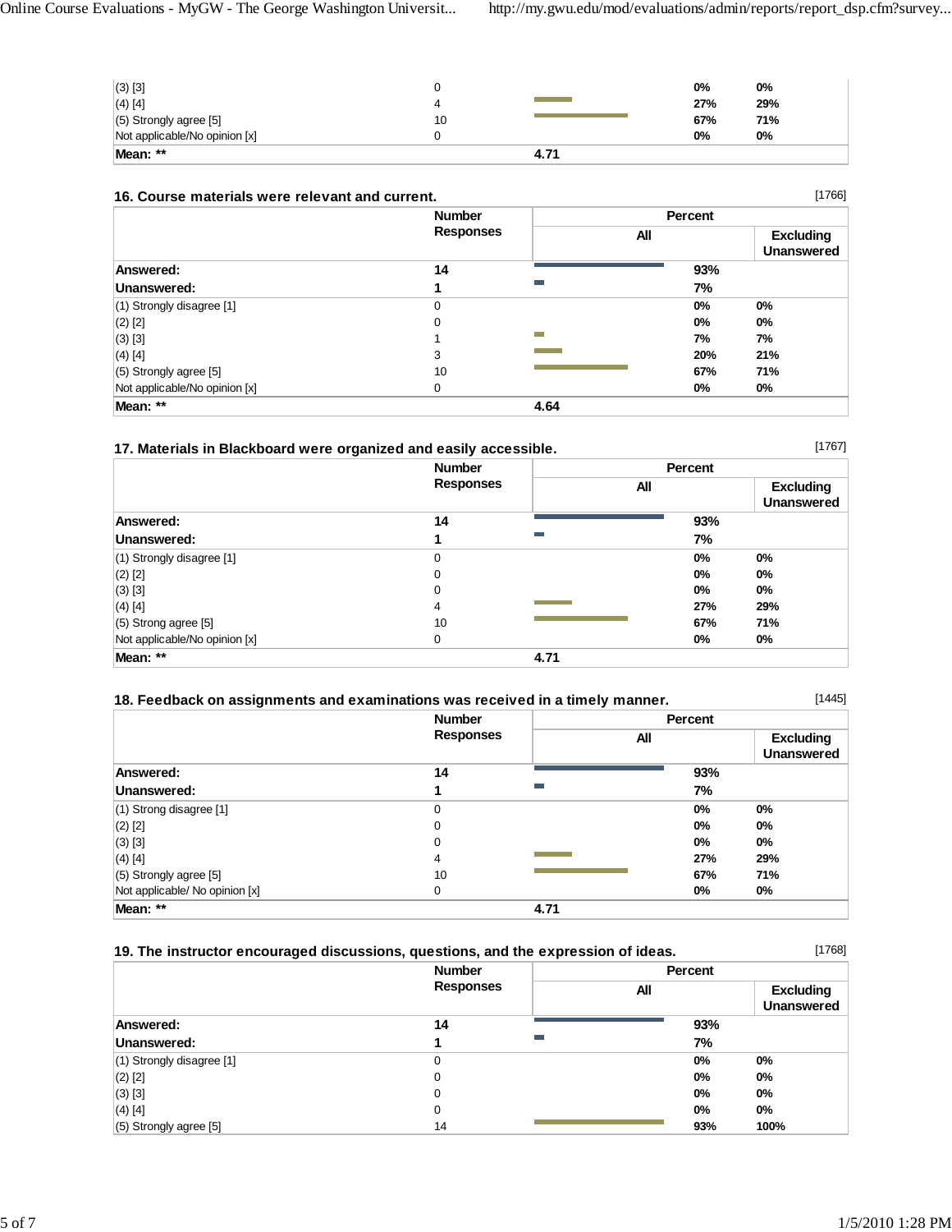| | Number Responses | Percent All | Excluding Unanswered |
|---|---|---|---|
| (3) [3] | 0 | 0% | 0% |
| (4) [4] | 4 | 27% | 29% |
| (5) Strongly agree [5] | 10 | 67% | 71% |
| Not applicable/No opinion [x] | 0 | 0% | 0% |
| **Mean: \*\*** | | **4.71** | |

### 16. Course materials were relevant and current.

[1766]

| | Number Responses | Percent | |
|---|---|---|---|
| | | All | Excluding Unanswered |
| **Answered:** | **14** | **93%** | |
| **Unanswered:** | **1** | **7%** | |
| (1) Strongly disagree [1] | 0 | 0% | 0% |
| (2) [2] | 0 | 0% | 0% |
| (3) [3] | 1 | 7% | 7% |
| (4) [4] | 3 | 20% | 21% |
| (5) Strongly agree [5] | 10 | 67% | 71% |
| Not applicable/No opinion [x] | 0 | 0% | 0% |
| **Mean: \*\*** | | **4.64** | |

### 17. Materials in Blackboard were organized and easily accessible.

[1767]

| | Number Responses | Percent | |
|---|---|---|---|
| | | All | Excluding Unanswered |
| **Answered:** | **14** | **93%** | |
| **Unanswered:** | **1** | **7%** | |
| (1) Strongly disagree [1] | 0 | 0% | 0% |
| (2) [2] | 0 | 0% | 0% |
| (3) [3] | 0 | 0% | 0% |
| (4) [4] | 4 | 27% | 29% |
| (5) Strong agree [5] | 10 | 67% | 71% |
| Not applicable/No opinion [x] | 0 | 0% | 0% |
| **Mean: \*\*** | | **4.71** | |

### 18. Feedback on assignments and examinations was received in a timely manner.

[1445]

| | Number Responses | Percent | |
|---|---|---|---|
| | | All | Excluding Unanswered |
| **Answered:** | **14** | **93%** | |
| **Unanswered:** | **1** | **7%** | |
| (1) Strong disagree [1] | 0 | 0% | 0% |
| (2) [2] | 0 | 0% | 0% |
| (3) [3] | 0 | 0% | 0% |
| (4) [4] | 4 | 27% | 29% |
| (5) Strongly agree [5] | 10 | 67% | 71% |
| Not applicable/ No opinion [x] | 0 | 0% | 0% |
| **Mean: \*\*** | | **4.71** | |

### 19. The instructor encouraged discussions, questions, and the expression of ideas.

[1768]

| | Number Responses | Percent | |
|---|---|---|---|
| | | All | Excluding Unanswered |
| **Answered:** | **14** | **93%** | |
| **Unanswered:** | **1** | **7%** | |
| (1) Strongly disagree [1] | 0 | 0% | 0% |
| (2) [2] | 0 | 0% | 0% |
| (3) [3] | 0 | 0% | 0% |
| (4) [4] | 0 | 0% | 0% |
| (5) Strongly agree [5] | 14 | 93% | 100% |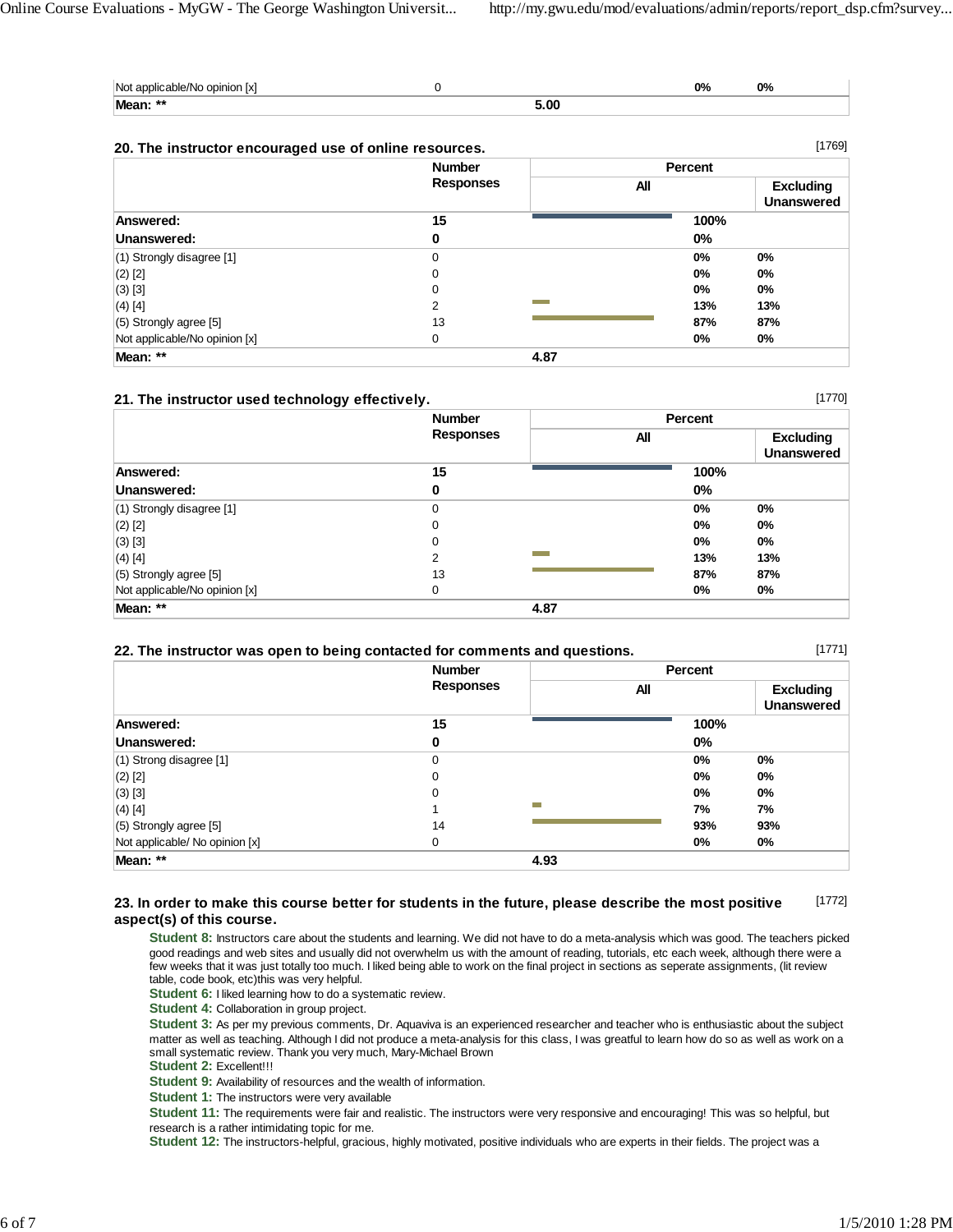| | | | | |
|---|---|---|---|---|
| Not applicable/No opinion [x] | 0 | | 0% | 0% |
| **Mean: \*\*** | | 5.00 | | |

### 20. The instructor encouraged use of online resources.

[1769]

| | Number Responses | Percent | | |
|---|---|---|---|---|
| | | All | | Excluding Unanswered |
| **Answered:** | **15** | | **100%** | |
| **Unanswered:** | **0** | | **0%** | |
| (1) Strongly disagree [1] | 0 | | 0% | 0% |
| (2) [2] | 0 | | 0% | 0% |
| (3) [3] | 0 | | 0% | 0% |
| (4) [4] | 2 | | 13% | 13% |
| (5) Strongly agree [5] | 13 | | 87% | 87% |
| Not applicable/No opinion [x] | 0 | | 0% | 0% |
| **Mean: \*\*** | | **4.87** | | |

### 21. The instructor used technology effectively.

[1770]

| | Number Responses | Percent | | |
|---|---|---|---|---|
| | | All | | Excluding Unanswered |
| **Answered:** | **15** | | **100%** | |
| **Unanswered:** | **0** | | **0%** | |
| (1) Strongly disagree [1] | 0 | | 0% | 0% |
| (2) [2] | 0 | | 0% | 0% |
| (3) [3] | 0 | | 0% | 0% |
| (4) [4] | 2 | | 13% | 13% |
| (5) Strongly agree [5] | 13 | | 87% | 87% |
| Not applicable/No opinion [x] | 0 | | 0% | 0% |
| **Mean: \*\*** | | **4.87** | | |

### 22. The instructor was open to being contacted for comments and questions.

[1771]

| | Number Responses | Percent | | |
|---|---|---|---|---|
| | | All | | Excluding Unanswered |
| **Answered:** | **15** | | **100%** | |
| **Unanswered:** | **0** | | **0%** | |
| (1) Strong disagree [1] | 0 | | 0% | 0% |
| (2) [2] | 0 | | 0% | 0% |
| (3) [3] | 0 | | 0% | 0% |
| (4) [4] | 1 | | 7% | 7% |
| (5) Strongly agree [5] | 14 | | 93% | 93% |
| Not applicable/ No opinion [x] | 0 | | 0% | 0% |
| **Mean: \*\*** | | **4.93** | | |

### 23. In order to make this course better for students in the future, please describe the most positive aspect(s) of this course.

[1772]

**Student 8:** Instructors care about the students and learning. We did not have to do a meta-analysis which was good. The teachers picked good readings and web sites and usually did not overwhelm us with the amount of reading, tutorials, etc each week, although there were a few weeks that it was just totally too much. I liked being able to work on the final project in sections as seperate assignments, (lit review table, code book, etc)this was very helpful.

**Student 6:** I liked learning how to do a systematic review.

**Student 4:** Collaboration in group project.

**Student 3:** As per my previous comments, Dr. Aquaviva is an experienced researcher and teacher who is enthusiastic about the subject matter as well as teaching. Although I did not produce a meta-analysis for this class, I was greatful to learn how do so as well as work on a small systematic review. Thank you very much, Mary-Michael Brown

**Student 2:** Excellent!!!

**Student 9:** Availability of resources and the wealth of information.

**Student 1:** The instructors were very available

**Student 11:** The requirements were fair and realistic. The instructors were very responsive and encouraging! This was so helpful, but research is a rather intimidating topic for me.

**Student 12:** The instructors-helpful, gracious, highly motivated, positive individuals who are experts in their fields. The project was a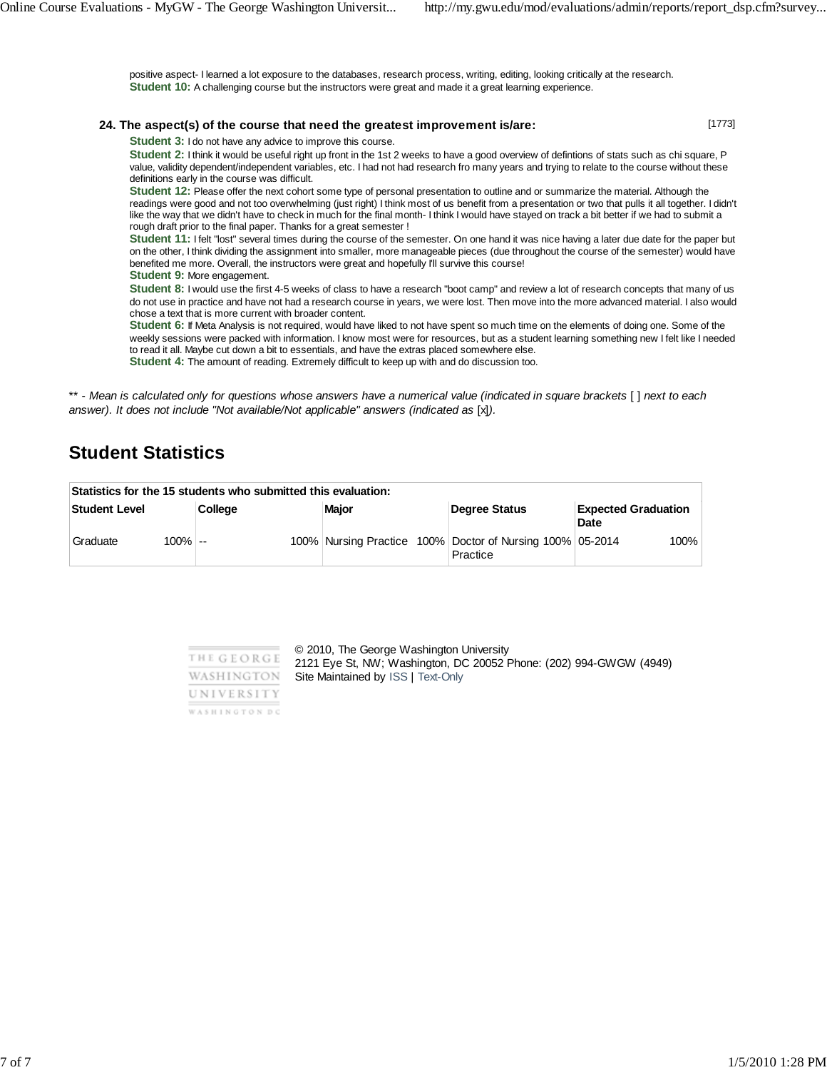positive aspect- I learned a lot exposure to the databases, research process, writing, editing, looking critically at the research.

**Student 10:** A challenging course but the instructors were great and made it a great learning experience.

### 24. The aspect(s) of the course that need the greatest improvement is/are:

[1773]

**Student 3:** I do not have any advice to improve this course.

**Student 2:** I think it would be useful right up front in the 1st 2 weeks to have a good overview of defintions of stats such as chi square, P value, validity dependent/independent variables, etc. I had not had research fro many years and trying to relate to the course without these definitions early in the course was difficult.

**Student 12:** Please offer the next cohort some type of personal presentation to outline and or summarize the material. Although the readings were good and not too overwhelming (just right) I think most of us benefit from a presentation or two that pulls it all together. I didn't like the way that we didn't have to check in much for the final month- I think I would have stayed on track a bit better if we had to submit a rough draft prior to the final paper. Thanks for a great semester !

**Student 11:** I felt "lost" several times during the course of the semester. On one hand it was nice having a later due date for the paper but on the other, I think dividing the assignment into smaller, more manageable pieces (due throughout the course of the semester) would have benefited me more. Overall, the instructors were great and hopefully I'll survive this course!

**Student 9:** More engagement.

**Student 8:** I would use the first 4-5 weeks of class to have a research "boot camp" and review a lot of research concepts that many of us do not use in practice and have not had a research course in years, we were lost. Then move into the more advanced material. I also would chose a text that is more current with broader content.

**Student 6:** If Meta Analysis is not required, would have liked to not have spent so much time on the elements of doing one. Some of the weekly sessions were packed with information. I know most were for resources, but as a student learning something new I felt like I needed to read it all. Maybe cut down a bit to essentials, and have the extras placed somewhere else.

**Student 4:** The amount of reading. Extremely difficult to keep up with and do discussion too.

*\*\* - Mean is calculated only for questions whose answers have a numerical value (indicated in square brackets [ ] next to each answer). It does not include "Not available/Not applicable" answers (indicated as [x]).*

## Student Statistics

**Statistics for the 15 students who submitted this evaluation:**

| Student Level | | College | | Major | | Degree Status | | Expected Graduation Date | |
|---|---|---|---|---|---|---|---|---|---|
| Graduate | 100% | -- | 100% | Nursing Practice | 100% | Doctor of Nursing Practice | 100% | 05-2014 | 100% |

© 2010, The George Washington University
2121 Eye St, NW; Washington, DC 20052 Phone: (202) 994-GWGW (4949)
Site Maintained by ISS | Text-Only